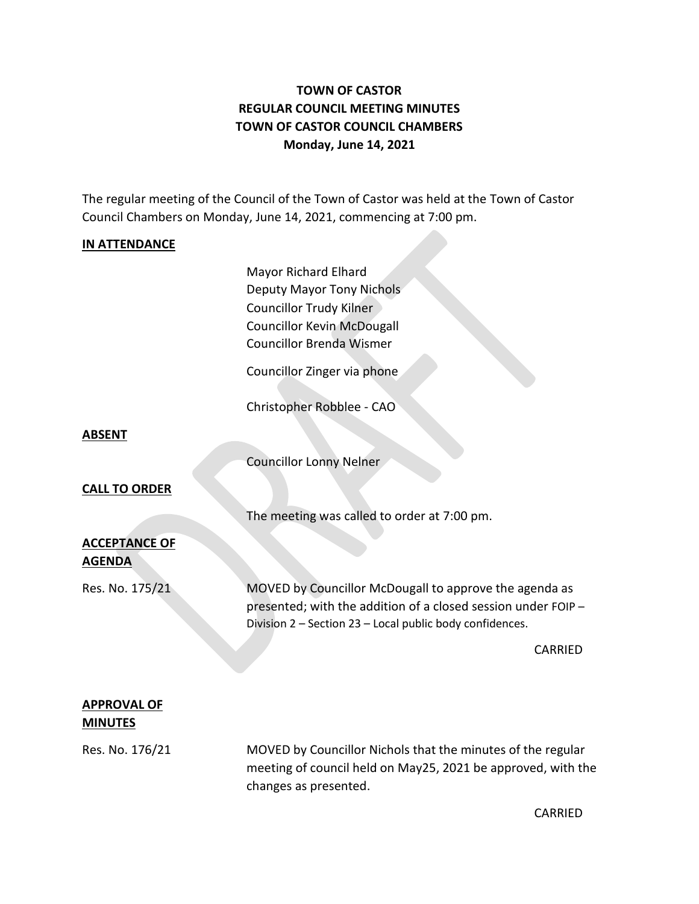# TOWN OF CASTOR
# REGULAR COUNCIL MEETING MINUTES
# TOWN OF CASTOR COUNCIL CHAMBERS
# Monday, June 14, 2021

The regular meeting of the Council of the Town of Castor was held at the Town of Castor Council Chambers on Monday, June 14, 2021, commencing at 7:00 pm.

**IN ATTENDANCE**

Mayor Richard Elhard
Deputy Mayor Tony Nichols
Councillor Trudy Kilner
Councillor Kevin McDougall
Councillor Brenda Wismer

Councillor Zinger via phone

Christopher Robblee - CAO

**ABSENT**

Councillor Lonny Nelner

**CALL TO ORDER**

The meeting was called to order at 7:00 pm.

**ACCEPTANCE OF AGENDA**

Res. No. 175/21

MOVED by Councillor McDougall to approve the agenda as presented; with the addition of a closed session under FOIP – Division 2 – Section 23 – Local public body confidences.

CARRIED

**APPROVAL OF MINUTES**

Res. No. 176/21

MOVED by Councillor Nichols that the minutes of the regular meeting of council held on May25, 2021 be approved, with the changes as presented.

CARRIED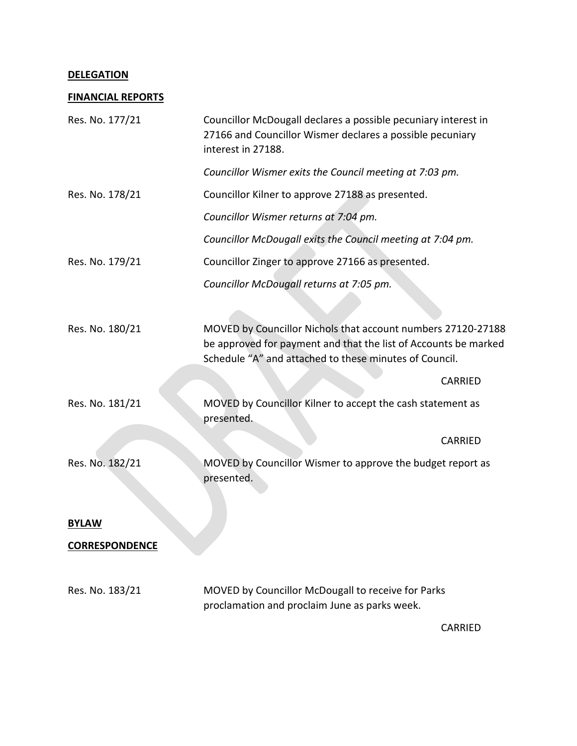**DELEGATION**

**FINANCIAL REPORTS**

Res. No. 177/21 Councillor McDougall declares a possible pecuniary interest in 27166 and Councillor Wismer declares a possible pecuniary interest in 27188.

*Councillor Wismer exits the Council meeting at 7:03 pm.*

Res. No. 178/21 Councillor Kilner to approve 27188 as presented.

*Councillor Wismer returns at 7:04 pm.*

*Councillor McDougall exits the Council meeting at 7:04 pm.*

Res. No. 179/21 Councillor Zinger to approve 27166 as presented.

*Councillor McDougall returns at 7:05 pm.*

Res. No. 180/21 MOVED by Councillor Nichols that account numbers 27120-27188 be approved for payment and that the list of Accounts be marked Schedule "A" and attached to these minutes of Council.

CARRIED

Res. No. 181/21 MOVED by Councillor Kilner to accept the cash statement as presented.

CARRIED

Res. No. 182/21 MOVED by Councillor Wismer to approve the budget report as presented.

**BYLAW**

**CORRESPONDENCE**

Res. No. 183/21 MOVED by Councillor McDougall to receive for Parks proclamation and proclaim June as parks week.

CARRIED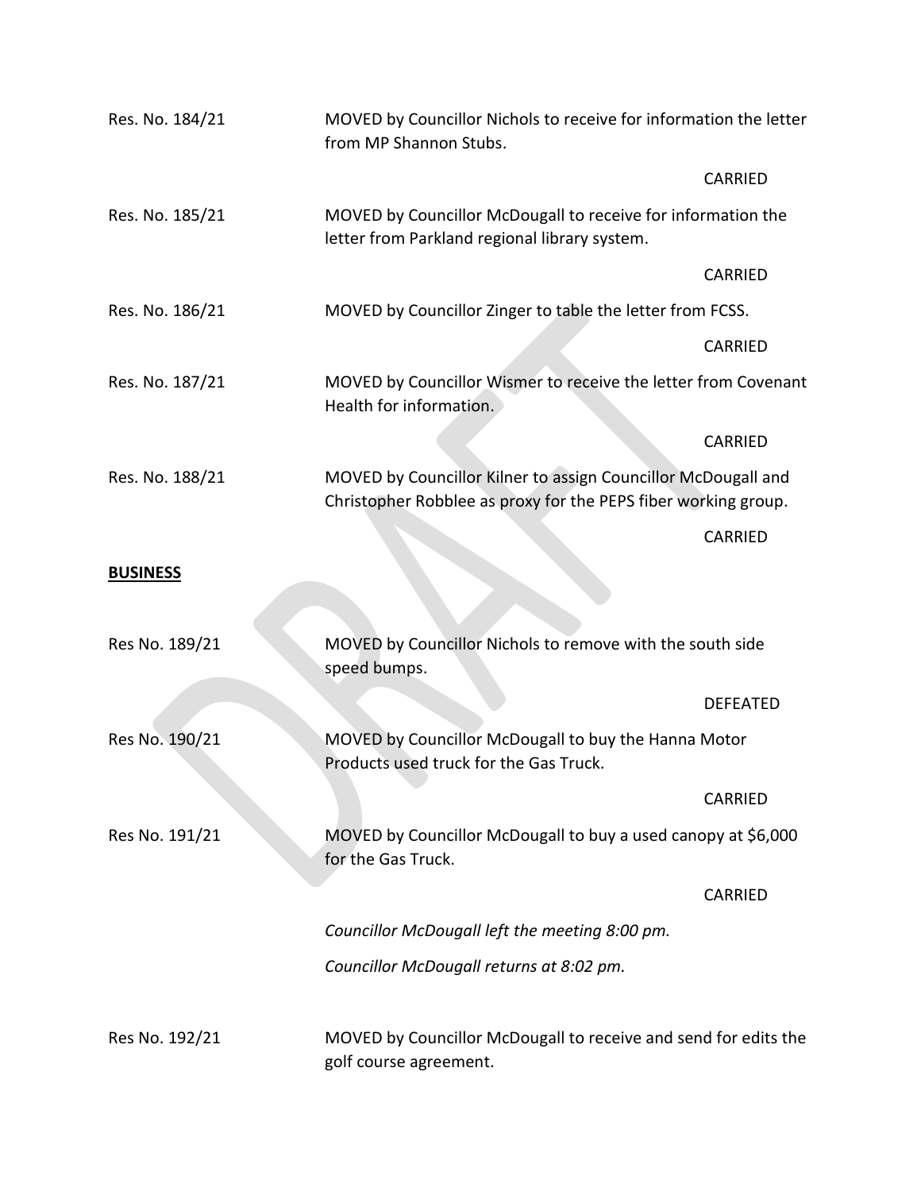Res. No. 184/21 MOVED by Councillor Nichols to receive for information the letter from MP Shannon Stubs.

CARRIED

Res. No. 185/21 MOVED by Councillor McDougall to receive for information the letter from Parkland regional library system.

CARRIED

Res. No. 186/21 MOVED by Councillor Zinger to table the letter from FCSS.

CARRIED

Res. No. 187/21 MOVED by Councillor Wismer to receive the letter from Covenant Health for information.

CARRIED

Res. No. 188/21 MOVED by Councillor Kilner to assign Councillor McDougall and Christopher Robblee as proxy for the PEPS fiber working group.

CARRIED

**BUSINESS**

Res No. 189/21 MOVED by Councillor Nichols to remove with the south side speed bumps.

DEFEATED

Res No. 190/21 MOVED by Councillor McDougall to buy the Hanna Motor Products used truck for the Gas Truck.

CARRIED

Res No. 191/21 MOVED by Councillor McDougall to buy a used canopy at $6,000 for the Gas Truck.

CARRIED

*Councillor McDougall left the meeting 8:00 pm.*

*Councillor McDougall returns at 8:02 pm.*

Res No. 192/21 MOVED by Councillor McDougall to receive and send for edits the golf course agreement.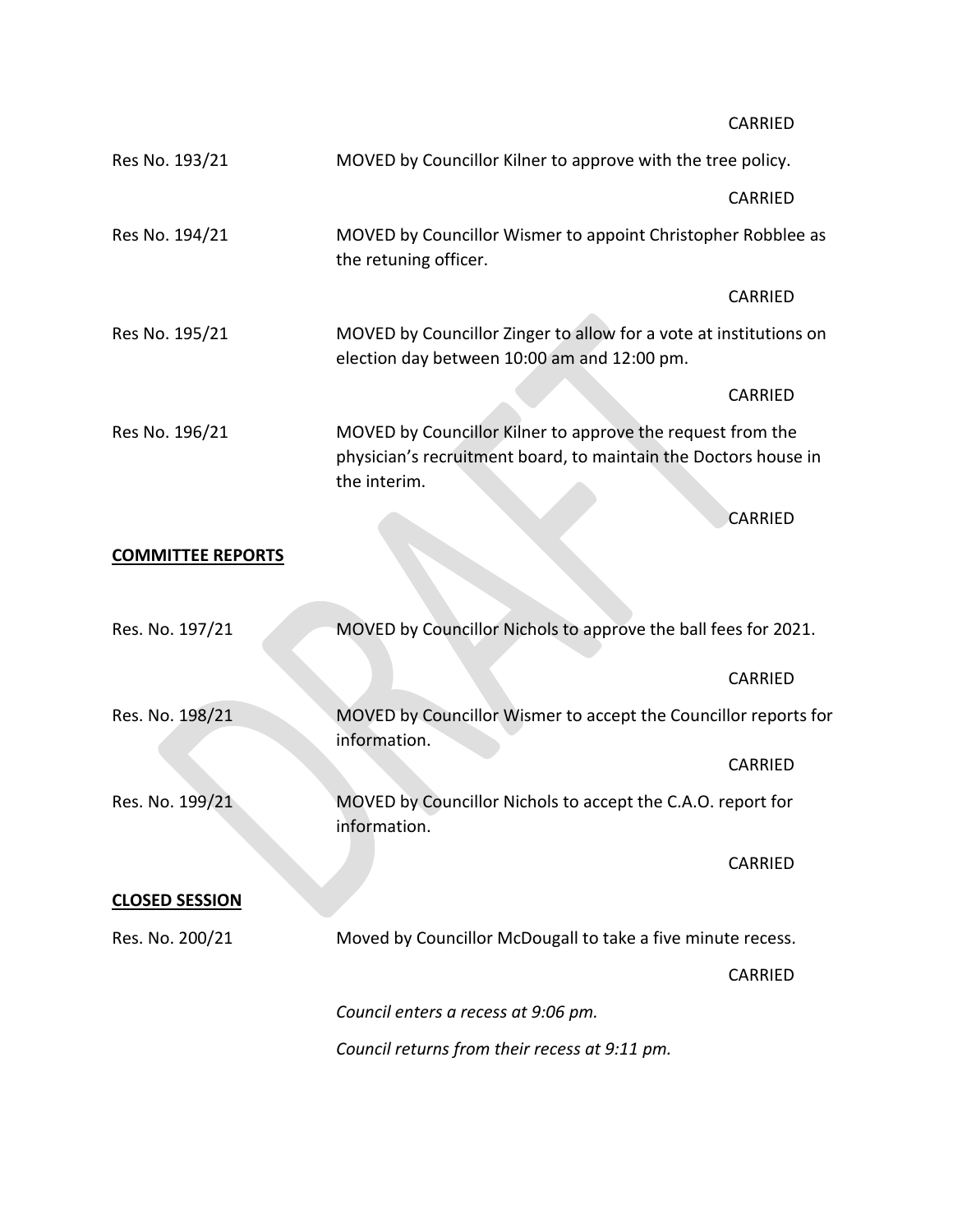CARRIED

Res No. 193/21 MOVED by Councillor Kilner to approve with the tree policy.

CARRIED

Res No. 194/21 MOVED by Councillor Wismer to appoint Christopher Robblee as the retuning officer.

CARRIED

Res No. 195/21 MOVED by Councillor Zinger to allow for a vote at institutions on election day between 10:00 am and 12:00 pm.

CARRIED

Res No. 196/21 MOVED by Councillor Kilner to approve the request from the physician's recruitment board, to maintain the Doctors house in the interim.

CARRIED

**COMMITTEE REPORTS**

Res. No. 197/21 MOVED by Councillor Nichols to approve the ball fees for 2021.

CARRIED

Res. No. 198/21 MOVED by Councillor Wismer to accept the Councillor reports for information.

CARRIED

Res. No. 199/21 MOVED by Councillor Nichols to accept the C.A.O. report for information.

CARRIED

**CLOSED SESSION**

Res. No. 200/21 Moved by Councillor McDougall to take a five minute recess.

CARRIED

*Council enters a recess at 9:06 pm.*

*Council returns from their recess at 9:11 pm.*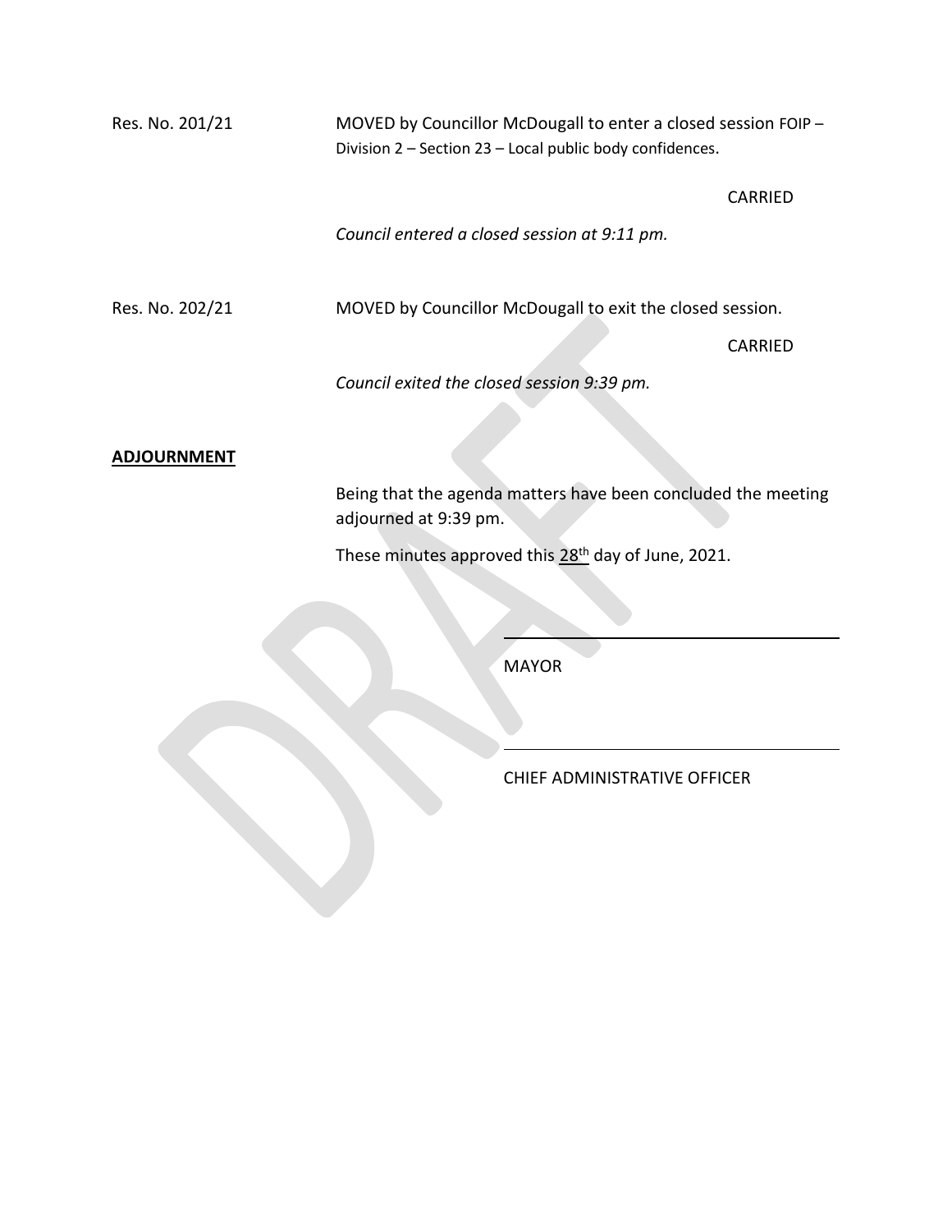Res. No. 201/21 MOVED by Councillor McDougall to enter a closed session FOIP – Division 2 – Section 23 – Local public body confidences.

CARRIED

*Council entered a closed session at 9:11 pm.*

Res. No. 202/21 MOVED by Councillor McDougall to exit the closed session.

CARRIED

*Council exited the closed session 9:39 pm.*

**ADJOURNMENT**

Being that the agenda matters have been concluded the meeting adjourned at 9:39 pm.

These minutes approved this 28th day of June, 2021.

MAYOR

CHIEF ADMINISTRATIVE OFFICER